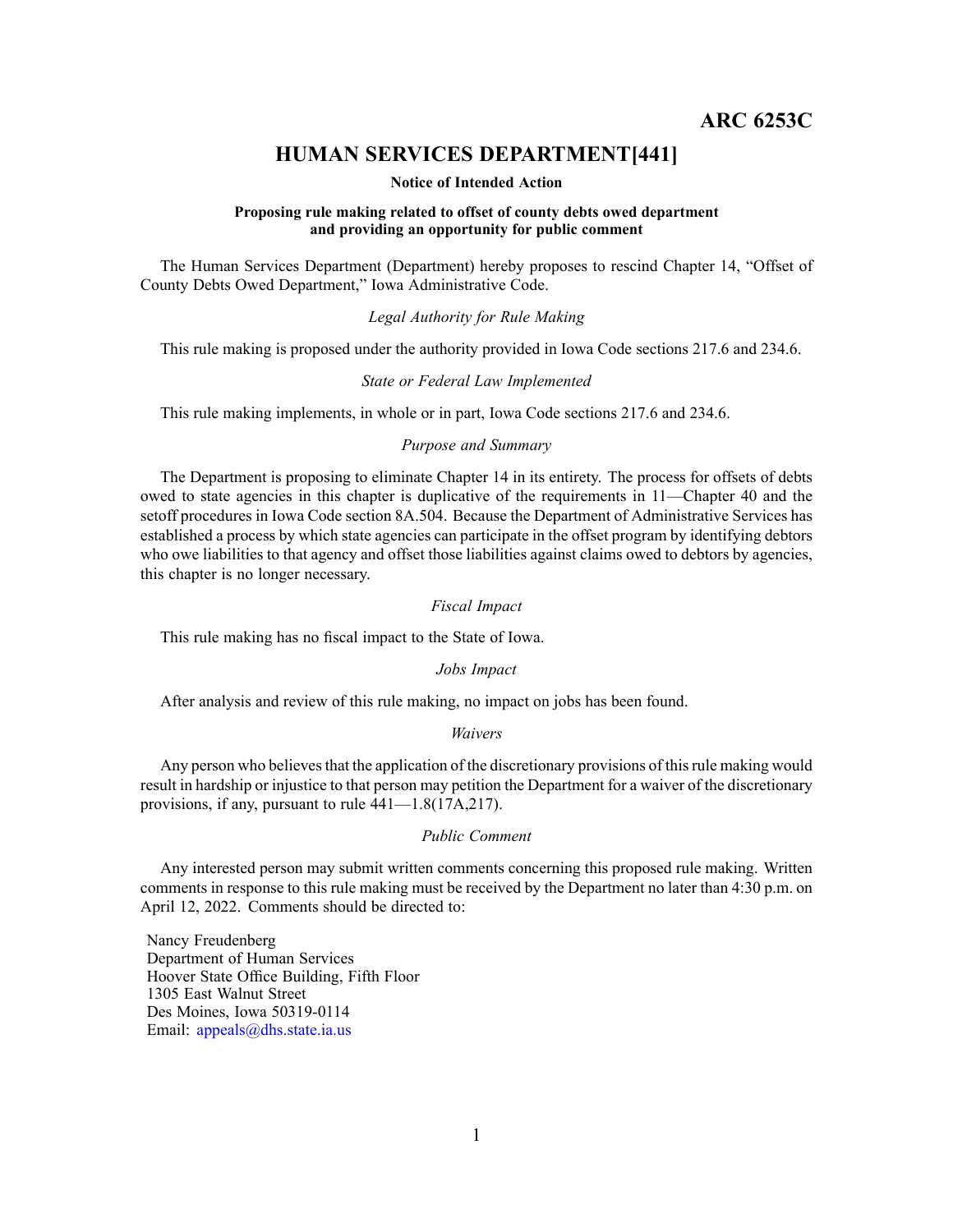**ARC 6253C**

# HUMAN SERVICES DEPARTMENT[441]

**Notice of Intended Action**

**Proposing rule making related to offset of county debts owed department and providing an opportunity for public comment**

The Human Services Department (Department) hereby proposes to rescind Chapter 14, "Offset of County Debts Owed Department," Iowa Administrative Code.

*Legal Authority for Rule Making*

This rule making is proposed under the authority provided in Iowa Code sections 217.6 and 234.6.

*State or Federal Law Implemented*

This rule making implements, in whole or in part, Iowa Code sections 217.6 and 234.6.

*Purpose and Summary*

The Department is proposing to eliminate Chapter 14 in its entirety. The process for offsets of debts owed to state agencies in this chapter is duplicative of the requirements in 11—Chapter 40 and the setoff procedures in Iowa Code section 8A.504. Because the Department of Administrative Services has established a process by which state agencies can participate in the offset program by identifying debtors who owe liabilities to that agency and offset those liabilities against claims owed to debtors by agencies, this chapter is no longer necessary.

*Fiscal Impact*

This rule making has no fiscal impact to the State of Iowa.

*Jobs Impact*

After analysis and review of this rule making, no impact on jobs has been found.

*Waivers*

Any person who believes that the application of the discretionary provisions of this rule making would result in hardship or injustice to that person may petition the Department for a waiver of the discretionary provisions, if any, pursuant to rule 441—1.8(17A,217).

*Public Comment*

Any interested person may submit written comments concerning this proposed rule making. Written comments in response to this rule making must be received by the Department no later than 4:30 p.m. on April 12, 2022. Comments should be directed to:

Nancy Freudenberg
Department of Human Services
Hoover State Office Building, Fifth Floor
1305 East Walnut Street
Des Moines, Iowa 50319-0114
Email: appeals@dhs.state.ia.us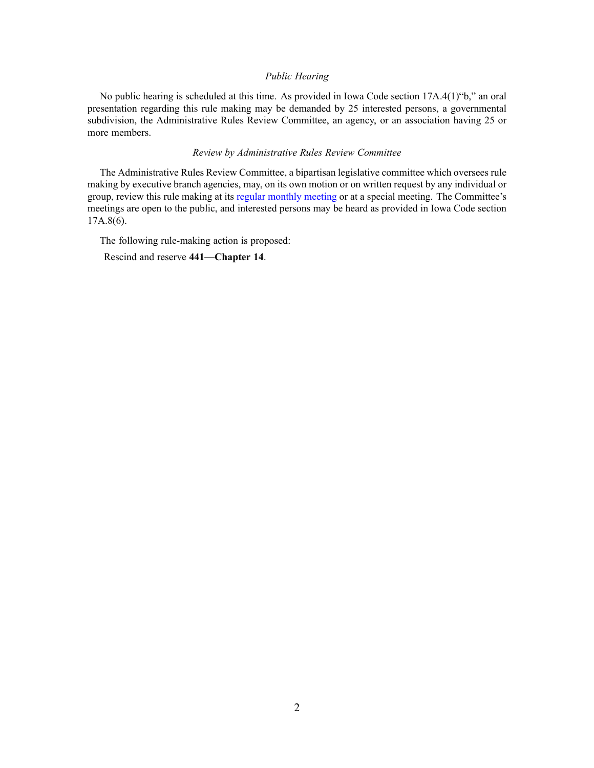*Public Hearing*

No public hearing is scheduled at this time. As provided in Iowa Code section 17A.4(1)"b," an oral presentation regarding this rule making may be demanded by 25 interested persons, a governmental subdivision, the Administrative Rules Review Committee, an agency, or an association having 25 or more members.

*Review by Administrative Rules Review Committee*

The Administrative Rules Review Committee, a bipartisan legislative committee which oversees rule making by executive branch agencies, may, on its own motion or on written request by any individual or group, review this rule making at its regular monthly meeting or at a special meeting. The Committee's meetings are open to the public, and interested persons may be heard as provided in Iowa Code section 17A.8(6).

The following rule-making action is proposed:

Rescind and reserve **441—Chapter 14**.